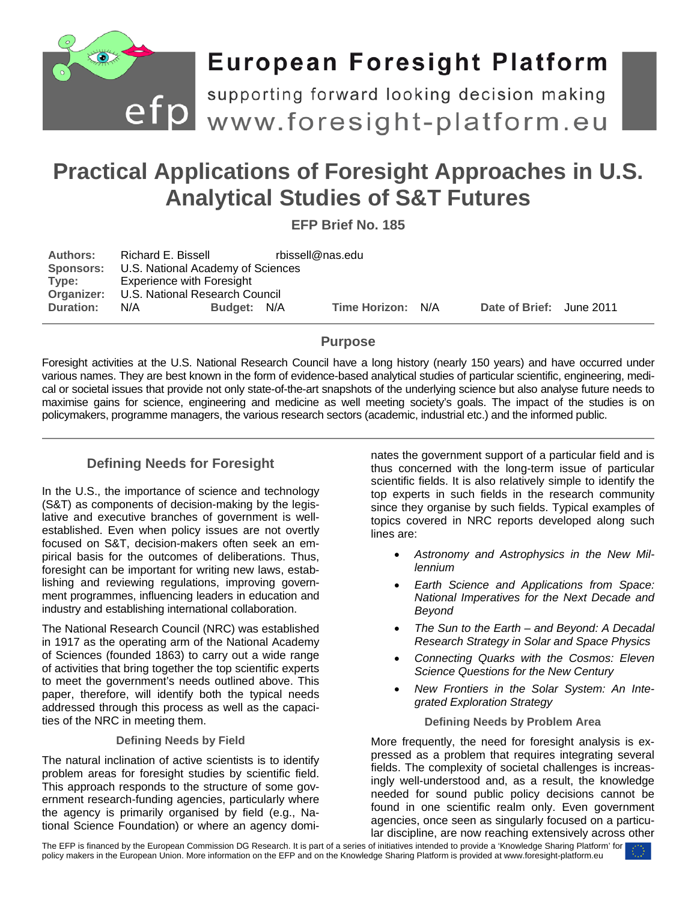# European Foresight Platform

supporting forward looking decision making

www.foresight-platform.eu

# Practical Applications of Foresight Approaches in U.S. Analytical Studies of S&T Futures

**EFP Brief No. 185**

| | | | | | | | |
|---|---|---|---|---|---|---|---|
| **Authors:** | Richard E. Bissell | rbissell@nas.edu | | | | | |
| **Sponsors:** | U.S. National Academy of Sciences | | | | | | |
| **Type:** | Experience with Foresight | | | | | | |
| **Organizer:** | U.S. National Research Council | | | | | | |
| **Duration:** | N/A | **Budget:** N/A | | **Time Horizon:** | N/A | **Date of Brief:** | June 2011 |

## Purpose

Foresight activities at the U.S. National Research Council have a long history (nearly 150 years) and have occurred under various names. They are best known in the form of evidence-based analytical studies of particular scientific, engineering, medical or societal issues that provide not only state-of-the-art snapshots of the underlying science but also analyse future needs to maximise gains for science, engineering and medicine as well meeting society's goals. The impact of the studies is on policymakers, programme managers, the various research sectors (academic, industrial etc.) and the informed public.

## Defining Needs for Foresight

In the U.S., the importance of science and technology (S&T) as components of decision-making by the legislative and executive branches of government is well-established. Even when policy issues are not overtly focused on S&T, decision-makers often seek an empirical basis for the outcomes of deliberations. Thus, foresight can be important for writing new laws, establishing and reviewing regulations, improving government programmes, influencing leaders in education and industry and establishing international collaboration.

The National Research Council (NRC) was established in 1917 as the operating arm of the National Academy of Sciences (founded 1863) to carry out a wide range of activities that bring together the top scientific experts to meet the government's needs outlined above. This paper, therefore, will identify both the typical needs addressed through this process as well as the capacities of the NRC in meeting them.

### Defining Needs by Field

The natural inclination of active scientists is to identify problem areas for foresight studies by scientific field. This approach responds to the structure of some government research-funding agencies, particularly where the agency is primarily organised by field (e.g., National Science Foundation) or where an agency dominates the government support of a particular field and is thus concerned with the long-term issue of particular scientific fields. It is also relatively simple to identify the top experts in such fields in the research community since they organise by such fields. Typical examples of topics covered in NRC reports developed along such lines are:

- *Astronomy and Astrophysics in the New Millennium*
- *Earth Science and Applications from Space: National Imperatives for the Next Decade and Beyond*
- *The Sun to the Earth – and Beyond: A Decadal Research Strategy in Solar and Space Physics*
- *Connecting Quarks with the Cosmos: Eleven Science Questions for the New Century*
- *New Frontiers in the Solar System: An Integrated Exploration Strategy*

### Defining Needs by Problem Area

More frequently, the need for foresight analysis is expressed as a problem that requires integrating several fields. The complexity of societal challenges is increasingly well-understood and, as a result, the knowledge needed for sound public policy decisions cannot be found in one scientific realm only. Even government agencies, once seen as singularly focused on a particular discipline, are now reaching extensively across other

The EFP is financed by the European Commission DG Research. It is part of a series of initiatives intended to provide a 'Knowledge Sharing Platform' for policy makers in the European Union. More information on the EFP and on the Knowledge Sharing Platform is provided at www.foresight-platform.eu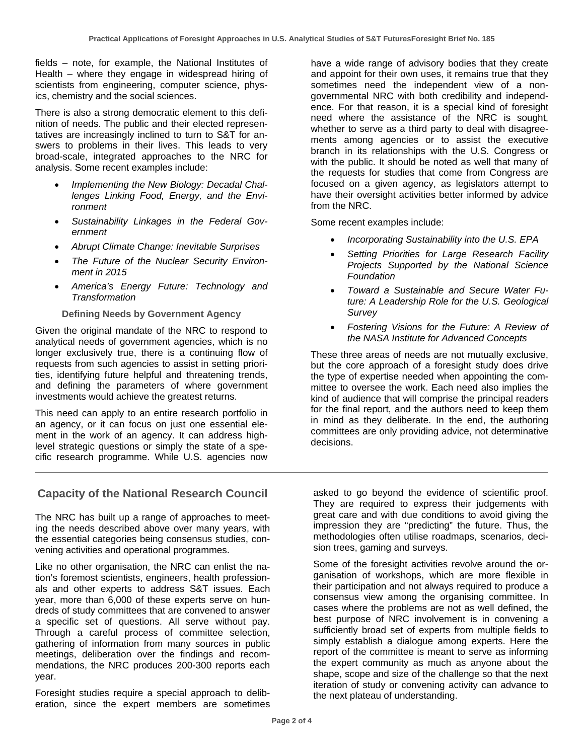fields – note, for example, the National Institutes of Health – where they engage in widespread hiring of scientists from engineering, computer science, physics, chemistry and the social sciences.

There is also a strong democratic element to this definition of needs. The public and their elected representatives are increasingly inclined to turn to S&T for answers to problems in their lives. This leads to very broad-scale, integrated approaches to the NRC for analysis. Some recent examples include:

- *Implementing the New Biology: Decadal Challenges Linking Food, Energy, and the Environment*
- *Sustainability Linkages in the Federal Government*
- *Abrupt Climate Change: Inevitable Surprises*
- *The Future of the Nuclear Security Environment in 2015*
- *America's Energy Future: Technology and Transformation*

### Defining Needs by Government Agency

Given the original mandate of the NRC to respond to analytical needs of government agencies, which is no longer exclusively true, there is a continuing flow of requests from such agencies to assist in setting priorities, identifying future helpful and threatening trends, and defining the parameters of where government investments would achieve the greatest returns.

This need can apply to an entire research portfolio in an agency, or it can focus on just one essential element in the work of an agency. It can address high-level strategic questions or simply the state of a specific research programme. While U.S. agencies now have a wide range of advisory bodies that they create and appoint for their own uses, it remains true that they sometimes need the independent view of a non-governmental NRC with both credibility and independence. For that reason, it is a special kind of foresight need where the assistance of the NRC is sought, whether to serve as a third party to deal with disagreements among agencies or to assist the executive branch in its relationships with the U.S. Congress or with the public. It should be noted as well that many of the requests for studies that come from Congress are focused on a given agency, as legislators attempt to have their oversight activities better informed by advice from the NRC.

Some recent examples include:

- *Incorporating Sustainability into the U.S. EPA*
- *Setting Priorities for Large Research Facility Projects Supported by the National Science Foundation*
- *Toward a Sustainable and Secure Water Future: A Leadership Role for the U.S. Geological Survey*
- *Fostering Visions for the Future: A Review of the NASA Institute for Advanced Concepts*

These three areas of needs are not mutually exclusive, but the core approach of a foresight study does drive the type of expertise needed when appointing the committee to oversee the work. Each need also implies the kind of audience that will comprise the principal readers for the final report, and the authors need to keep them in mind as they deliberate. In the end, the authoring committees are only providing advice, not determinative decisions.

## Capacity of the National Research Council

The NRC has built up a range of approaches to meeting the needs described above over many years, with the essential categories being consensus studies, convening activities and operational programmes.

Like no other organisation, the NRC can enlist the nation's foremost scientists, engineers, health professionals and other experts to address S&T issues. Each year, more than 6,000 of these experts serve on hundreds of study committees that are convened to answer a specific set of questions. All serve without pay. Through a careful process of committee selection, gathering of information from many sources in public meetings, deliberation over the findings and recommendations, the NRC produces 200-300 reports each year.

Foresight studies require a special approach to deliberation, since the expert members are sometimes asked to go beyond the evidence of scientific proof. They are required to express their judgements with great care and with due conditions to avoid giving the impression they are "predicting" the future. Thus, the methodologies often utilise roadmaps, scenarios, decision trees, gaming and surveys.

Some of the foresight activities revolve around the organisation of workshops, which are more flexible in their participation and not always required to produce a consensus view among the organising committee. In cases where the problems are not as well defined, the best purpose of NRC involvement is in convening a sufficiently broad set of experts from multiple fields to simply establish a dialogue among experts. Here the report of the committee is meant to serve as informing the expert community as much as anyone about the shape, scope and size of the challenge so that the next iteration of study or convening activity can advance to the next plateau of understanding.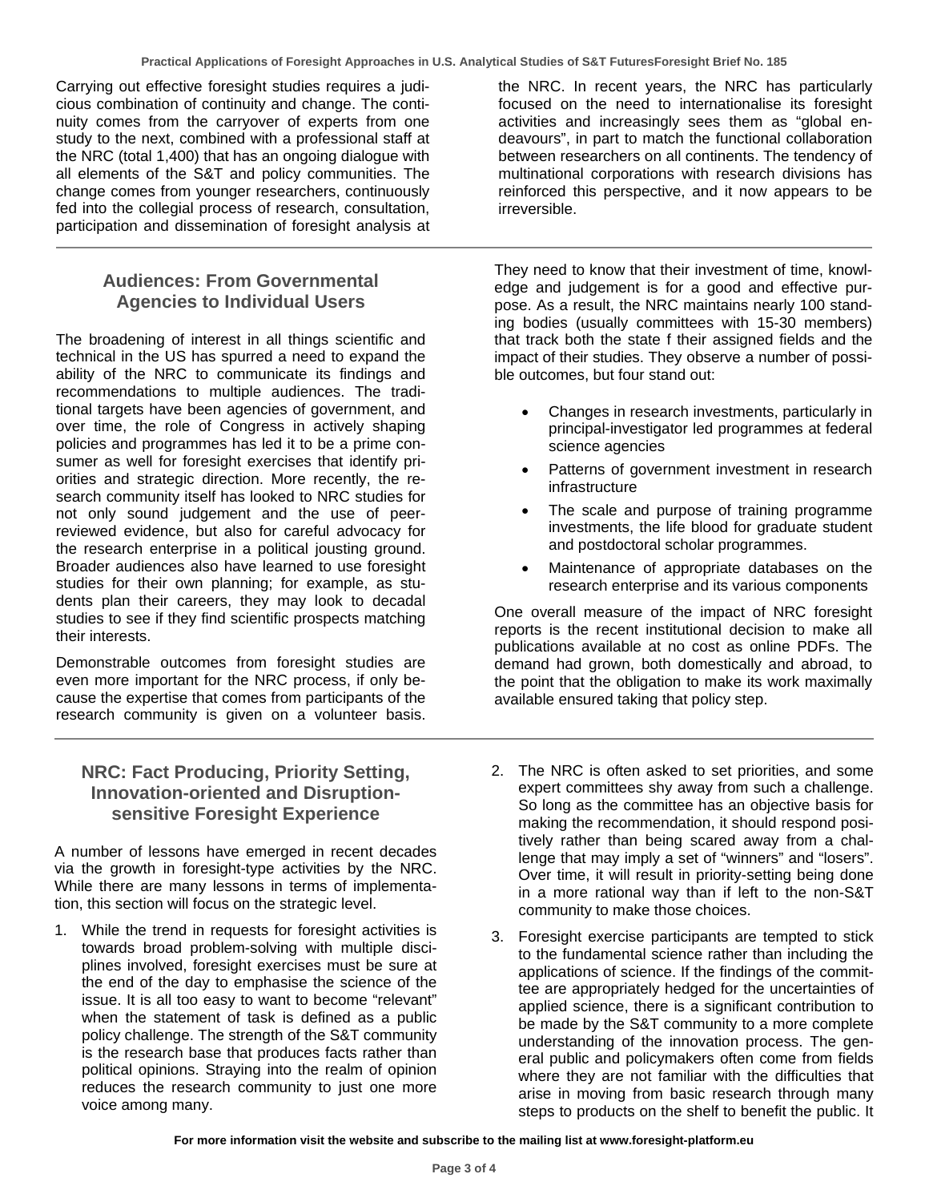Carrying out effective foresight studies requires a judicious combination of continuity and change. The continuity comes from the carryover of experts from one study to the next, combined with a professional staff at the NRC (total 1,400) that has an ongoing dialogue with all elements of the S&T and policy communities. The change comes from younger researchers, continuously fed into the collegial process of research, consultation, participation and dissemination of foresight analysis at the NRC. In recent years, the NRC has particularly focused on the need to internationalise its foresight activities and increasingly sees them as "global endeavours", in part to match the functional collaboration between researchers on all continents. The tendency of multinational corporations with research divisions has reinforced this perspective, and it now appears to be irreversible.

## Audiences: From Governmental Agencies to Individual Users

The broadening of interest in all things scientific and technical in the US has spurred a need to expand the ability of the NRC to communicate its findings and recommendations to multiple audiences. The traditional targets have been agencies of government, and over time, the role of Congress in actively shaping policies and programmes has led it to be a prime consumer as well for foresight exercises that identify priorities and strategic direction. More recently, the research community itself has looked to NRC studies for not only sound judgement and the use of peer-reviewed evidence, but also for careful advocacy for the research enterprise in a political jousting ground. Broader audiences also have learned to use foresight studies for their own planning; for example, as students plan their careers, they may look to decadal studies to see if they find scientific prospects matching their interests.

Demonstrable outcomes from foresight studies are even more important for the NRC process, if only because the expertise that comes from participants of the research community is given on a volunteer basis. They need to know that their investment of time, knowledge and judgement is for a good and effective purpose. As a result, the NRC maintains nearly 100 standing bodies (usually committees with 15-30 members) that track both the state f their assigned fields and the impact of their studies. They observe a number of possible outcomes, but four stand out:

- Changes in research investments, particularly in principal-investigator led programmes at federal science agencies
- Patterns of government investment in research infrastructure
- The scale and purpose of training programme investments, the life blood for graduate student and postdoctoral scholar programmes.
- Maintenance of appropriate databases on the research enterprise and its various components

One overall measure of the impact of NRC foresight reports is the recent institutional decision to make all publications available at no cost as online PDFs. The demand had grown, both domestically and abroad, to the point that the obligation to make its work maximally available ensured taking that policy step.

## NRC: Fact Producing, Priority Setting, Innovation-oriented and Disruption-sensitive Foresight Experience

A number of lessons have emerged in recent decades via the growth in foresight-type activities by the NRC. While there are many lessons in terms of implementation, this section will focus on the strategic level.

1. While the trend in requests for foresight activities is towards broad problem-solving with multiple disciplines involved, foresight exercises must be sure at the end of the day to emphasise the science of the issue. It is all too easy to want to become "relevant" when the statement of task is defined as a public policy challenge. The strength of the S&T community is the research base that produces facts rather than political opinions. Straying into the realm of opinion reduces the research community to just one more voice among many.
2. The NRC is often asked to set priorities, and some expert committees shy away from such a challenge. So long as the committee has an objective basis for making the recommendation, it should respond positively rather than being scared away from a challenge that may imply a set of "winners" and "losers". Over time, it will result in priority-setting being done in a more rational way than if left to the non-S&T community to make those choices.
3. Foresight exercise participants are tempted to stick to the fundamental science rather than including the applications of science. If the findings of the committee are appropriately hedged for the uncertainties of applied science, there is a significant contribution to be made by the S&T community to a more complete understanding of the innovation process. The general public and policymakers often come from fields where they are not familiar with the difficulties that arise in moving from basic research through many steps to products on the shelf to benefit the public. It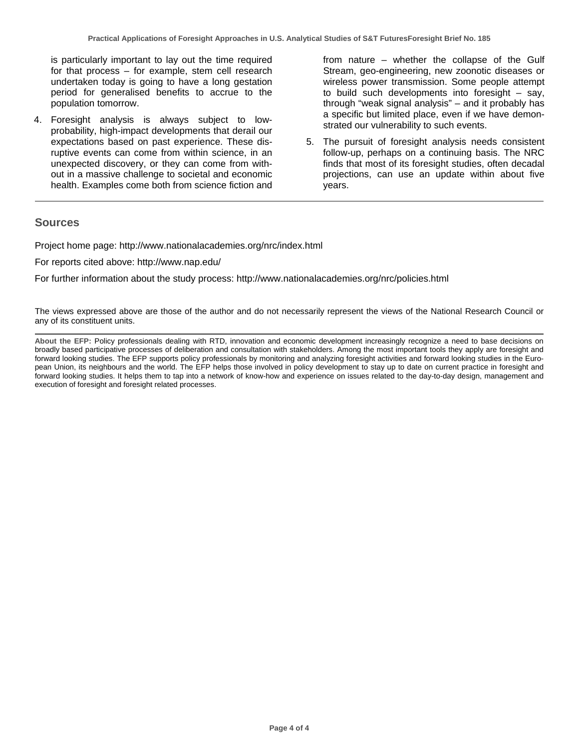is particularly important to lay out the time required for that process – for example, stem cell research undertaken today is going to have a long gestation period for generalised benefits to accrue to the population tomorrow.

4. Foresight analysis is always subject to low-probability, high-impact developments that derail our expectations based on past experience. These disruptive events can come from within science, in an unexpected discovery, or they can come from without in a massive challenge to societal and economic health. Examples come both from science fiction and from nature – whether the collapse of the Gulf Stream, geo-engineering, new zoonotic diseases or wireless power transmission. Some people attempt to build such developments into foresight – say, through "weak signal analysis" – and it probably has a specific but limited place, even if we have demonstrated our vulnerability to such events.
5. The pursuit of foresight analysis needs consistent follow-up, perhaps on a continuing basis. The NRC finds that most of its foresight studies, often decadal projections, can use an update within about five years.

## Sources

Project home page: http://www.nationalacademies.org/nrc/index.html

For reports cited above: http://www.nap.edu/

For further information about the study process: http://www.nationalacademies.org/nrc/policies.html

The views expressed above are those of the author and do not necessarily represent the views of the National Research Council or any of its constituent units.

**About the EFP:** Policy professionals dealing with RTD, innovation and economic development increasingly recognize a need to base decisions on broadly based participative processes of deliberation and consultation with stakeholders. Among the most important tools they apply are foresight and forward looking studies. The EFP supports policy professionals by monitoring and analyzing foresight activities and forward looking studies in the European Union, its neighbours and the world. The EFP helps those involved in policy development to stay up to date on current practice in foresight and forward looking studies. It helps them to tap into a network of know-how and experience on issues related to the day-to-day design, management and execution of foresight and foresight related processes.